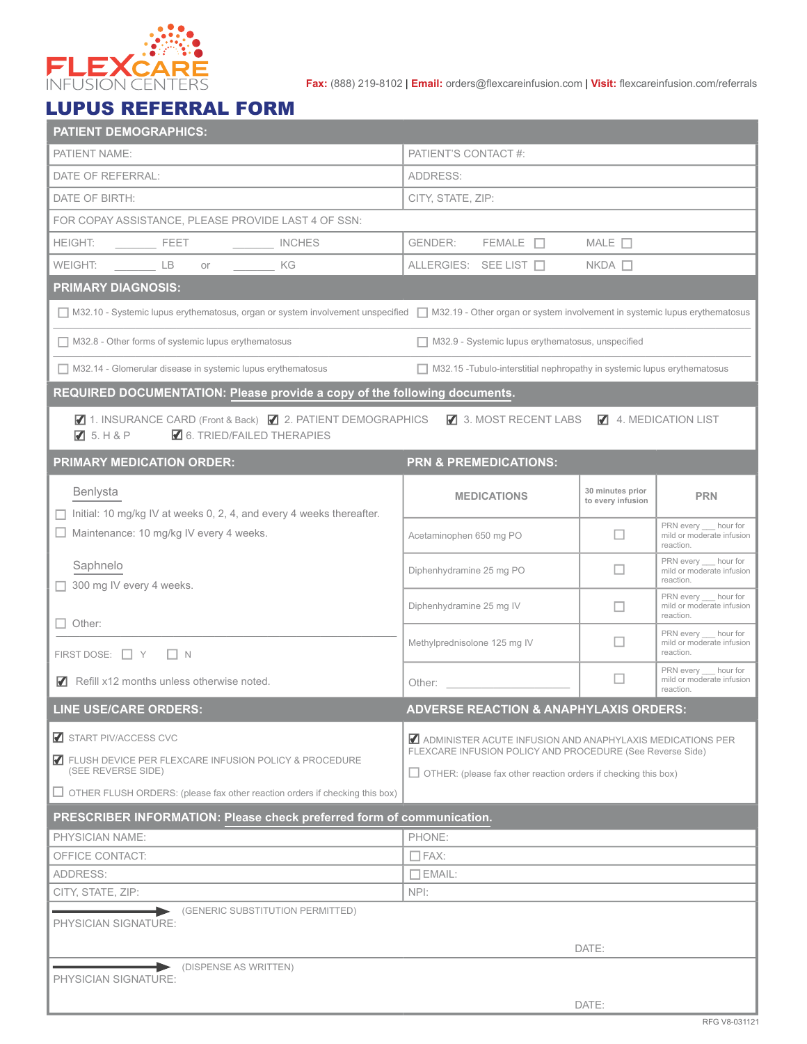FLEXCARE INFUSION CENTERS

**Fax:** (888) 219-8102 | **Email:** orders@flexcareinfusion.com | **Visit:** flexcareinfusion.com/referrals

# LUPUS REFERRAL FORM

## PATIENT DEMOGRAPHICS:

| | |
|---|---|
| PATIENT NAME: | PATIENT'S CONTACT #: |
| DATE OF REFERRAL: | ADDRESS: |
| DATE OF BIRTH: | CITY, STATE, ZIP: |
| FOR COPAY ASSISTANCE, PLEASE PROVIDE LAST 4 OF SSN: | |
| HEIGHT: _______ FEET _______ INCHES | GENDER: FEMALE ☐ MALE ☐ |
| WEIGHT: _______ LB or _______ KG | ALLERGIES: SEE LIST ☐ NKDA ☐ |

## PRIMARY DIAGNOSIS:

- ☐ M32.10 - Systemic lupus erythematosus, organ or system involvement unspecified
- ☐ M32.19 - Other organ or system involvement in systemic lupus erythematosus
- ☐ M32.8 - Other forms of systemic lupus erythematosus
- ☐ M32.9 - Systemic lupus erythematosus, unspecified
- ☐ M32.14 - Glomerular disease in systemic lupus erythematosus
- ☐ M32.15 -Tubulo-interstitial nephropathy in systemic lupus erythematosus

## REQUIRED DOCUMENTATION: Please provide a copy of the following documents.

- ☑ 1. INSURANCE CARD (Front & Back)
- ☑ 2. PATIENT DEMOGRAPHICS
- ☑ 3. MOST RECENT LABS
- ☑ 4. MEDICATION LIST
- ☑ 5. H & P
- ☑ 6. TRIED/FAILED THERAPIES

## PRIMARY MEDICATION ORDER:

**Benlysta**

- ☐ Initial: 10 mg/kg IV at weeks 0, 2, 4, and every 4 weeks thereafter.
- ☐ Maintenance: 10 mg/kg IV every 4 weeks.

**Saphnelo**

- ☐ 300 mg IV every 4 weeks.

☐ Other: ______________________________

FIRST DOSE: ☐ Y ☐ N

☑ Refill x12 months unless otherwise noted.

## PRN & PREMEDICATIONS:

| MEDICATIONS | 30 minutes prior to every infusion | PRN |
|---|---|---|
| Acetaminophen 650 mg PO | ☐ | PRN every ___ hour for mild or moderate infusion reaction. |
| Diphenhydramine 25 mg PO | ☐ | PRN every ___ hour for mild or moderate infusion reaction. |
| Diphenhydramine 25 mg IV | ☐ | PRN every ___ hour for mild or moderate infusion reaction. |
| Methylprednisolone 125 mg IV | ☐ | PRN every ___ hour for mild or moderate infusion reaction. |
| Other: ______________ | ☐ | PRN every ___ hour for mild or moderate infusion reaction. |

## LINE USE/CARE ORDERS:

- ☑ START PIV/ACCESS CVC
- ☑ FLUSH DEVICE PER FLEXCARE INFUSION POLICY & PROCEDURE (SEE REVERSE SIDE)
- ☐ OTHER FLUSH ORDERS: (please fax other reaction orders if checking this box)

## ADVERSE REACTION & ANAPHYLAXIS ORDERS:

- ☑ ADMINISTER ACUTE INFUSION AND ANAPHYLAXIS MEDICATIONS PER FLEXCARE INFUSION POLICY AND PROCEDURE (See Reverse Side)
- ☐ OTHER: (please fax other reaction orders if checking this box)

## PRESCRIBER INFORMATION: Please check preferred form of communication.

| | |
|---|---|
| PHYSICIAN NAME: | PHONE: |
| OFFICE CONTACT: | ☐ FAX: |
| ADDRESS: | ☐ EMAIL: |
| CITY, STATE, ZIP: | NPI: |

(GENERIC SUBSTITUTION PERMITTED)

PHYSICIAN SIGNATURE: ______________________________ DATE: __________

(DISPENSE AS WRITTEN)

PHYSICIAN SIGNATURE: ______________________________ DATE: __________

RFG V8-031121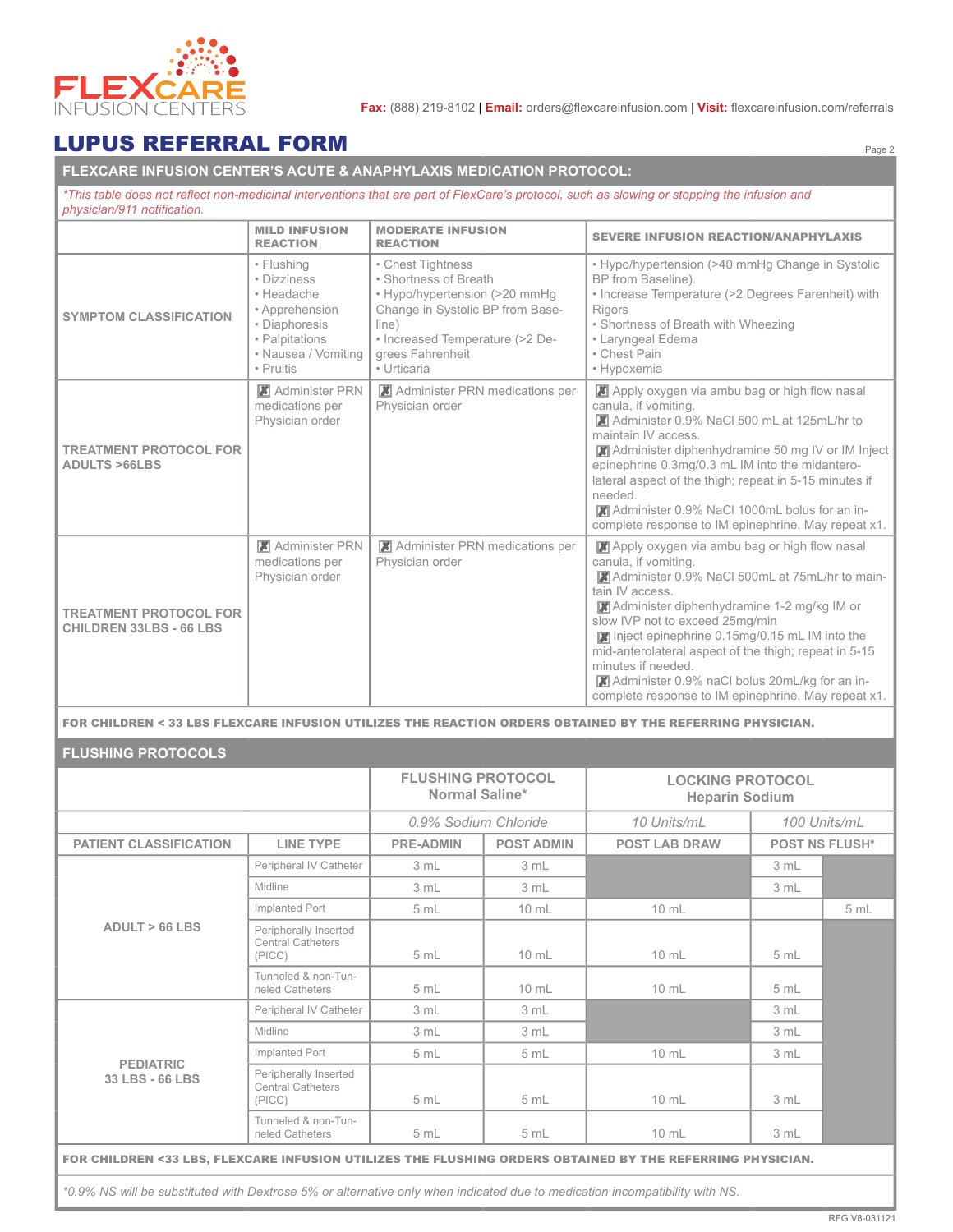**Fax:** (888) 219-8102 | **Email:** orders@flexcareinfusion.com | **Visit:** flexcareinfusion.com/referrals

# LUPUS REFERRAL FORM

## FLEXCARE INFUSION CENTER'S ACUTE & ANAPHYLAXIS MEDICATION PROTOCOL:

*\*This table does not reflect non-medicinal interventions that are part of FlexCare's protocol, such as slowing or stopping the infusion and physician/911 notification.*

| | MILD INFUSION REACTION | MODERATE INFUSION REACTION | SEVERE INFUSION REACTION/ANAPHYLAXIS |
|---|---|---|---|
| **SYMPTOM CLASSIFICATION** | • Flushing<br>• Dizziness<br>• Headache<br>• Apprehension<br>• Diaphoresis<br>• Palpitations<br>• Nausea / Vomiting<br>• Pruitis | • Chest Tightness<br>• Shortness of Breath<br>• Hypo/hypertension (>20 mmHg Change in Systolic BP from Base-line)<br>• Increased Temperature (>2 De-grees Fahrenheit)<br>• Urticaria | • Hypo/hypertension (>40 mmHg Change in Systolic BP from Baseline).<br>• Increase Temperature (>2 Degrees Farenheit) with Rigors<br>• Shortness of Breath with Wheezing<br>• Laryngeal Edema<br>• Chest Pain<br>• Hypoxemia |
| **TREATMENT PROTOCOL FOR ADULTS >66LBS** | ☒ Administer PRN medications per Physician order | ☒ Administer PRN medications per Physician order | ☒ Apply oxygen via ambu bag or high flow nasal canula, if vomiting.<br>☒ Administer 0.9% NaCl 500 mL at 125mL/hr to maintain IV access.<br>☒ Administer diphenhydramine 50 mg IV or IM Inject epinephrine 0.3mg/0.3 mL IM into the midantero-lateral aspect of the thigh; repeat in 5-15 minutes if needed.<br>☒ Administer 0.9% NaCl 1000mL bolus for an in-complete response to IM epinephrine. May repeat x1. |
| **TREATMENT PROTOCOL FOR CHILDREN 33LBS - 66 LBS** | ☒ Administer PRN medications per Physician order | ☒ Administer PRN medications per Physician order | ☒ Apply oxygen via ambu bag or high flow nasal canula, if vomiting.<br>☒ Administer 0.9% NaCl 500mL at 75mL/hr to main-tain IV access.<br>☒ Administer diphenhydramine 1-2 mg/kg IM or slow IVP not to exceed 25mg/min<br>☒ Inject epinephrine 0.15mg/0.15 mL IM into the mid-anterolateral aspect of the thigh; repeat in 5-15 minutes if needed.<br>☒ Administer 0.9% naCl bolus 20mL/kg for an in-complete response to IM epinephrine. May repeat x1. |

**FOR CHILDREN < 33 LBS FLEXCARE INFUSION UTILIZES THE REACTION ORDERS OBTAINED BY THE REFERRING PHYSICIAN.**

## FLUSHING PROTOCOLS

| | | FLUSHING PROTOCOL Normal Saline* | | LOCKING PROTOCOL Heparin Sodium | | |
|---|---|---|---|---|---|---|
| | | *0.9% Sodium Chloride* | | *10 Units/mL* | *100 Units/mL* | |
| **PATIENT CLASSIFICATION** | **LINE TYPE** | **PRE-ADMIN** | **POST ADMIN** | **POST LAB DRAW** | **POST NS FLUSH*** | |
| **ADULT > 66 LBS** | Peripheral IV Catheter | 3 mL | 3 mL | | 3 mL | |
| | Midline | 3 mL | 3 mL | | 3 mL | |
| | Implanted Port | 5 mL | 10 mL | 10 mL | | 5 mL |
| | Peripherally Inserted Central Catheters (PICC) | 5 mL | 10 mL | 10 mL | 5 mL | |
| | Tunneled & non-Tunneled Catheters | 5 mL | 10 mL | 10 mL | 5 mL | |
| **PEDIATRIC 33 LBS - 66 LBS** | Peripheral IV Catheter | 3 mL | 3 mL | | 3 mL | |
| | Midline | 3 mL | 3 mL | | 3 mL | |
| | Implanted Port | 5 mL | 5 mL | 10 mL | 3 mL | |
| | Peripherally Inserted Central Catheters (PICC) | 5 mL | 5 mL | 10 mL | 3 mL | |
| | Tunneled & non-Tunneled Catheters | 5 mL | 5 mL | 10 mL | 3 mL | |

**FOR CHILDREN <33 LBS, FLEXCARE INFUSION UTILIZES THE FLUSHING ORDERS OBTAINED BY THE REFERRING PHYSICIAN.**

*\*0.9% NS will be substituted with Dextrose 5% or alternative only when indicated due to medication incompatibility with NS.*